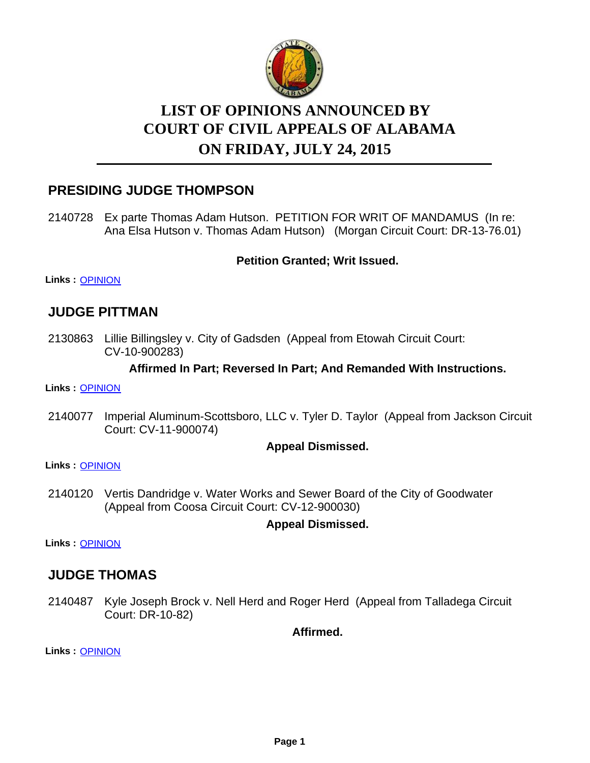# LIST OF OPINIONS ANNOUNCED BY COURT OF CIVIL APPEALS OF ALABAMA ON FRIDAY, JULY 24, 2015

## PRESIDING JUDGE THOMPSON

2140728 Ex parte Thomas Adam Hutson. PETITION FOR WRIT OF MANDAMUS (In re: Ana Elsa Hutson v. Thomas Adam Hutson) (Morgan Circuit Court: DR-13-76.01)

**Petition Granted; Writ Issued.**

**Links :** OPINION

## JUDGE PITTMAN

2130863 Lillie Billingsley v. City of Gadsden (Appeal from Etowah Circuit Court: CV-10-900283)

**Affirmed In Part; Reversed In Part; And Remanded With Instructions.**

**Links :** OPINION

2140077 Imperial Aluminum-Scottsboro, LLC v. Tyler D. Taylor (Appeal from Jackson Circuit Court: CV-11-900074)

**Appeal Dismissed.**

**Links :** OPINION

2140120 Vertis Dandridge v. Water Works and Sewer Board of the City of Goodwater (Appeal from Coosa Circuit Court: CV-12-900030)

**Appeal Dismissed.**

**Links :** OPINION

## JUDGE THOMAS

2140487 Kyle Joseph Brock v. Nell Herd and Roger Herd (Appeal from Talladega Circuit Court: DR-10-82)

**Affirmed.**

**Links :** OPINION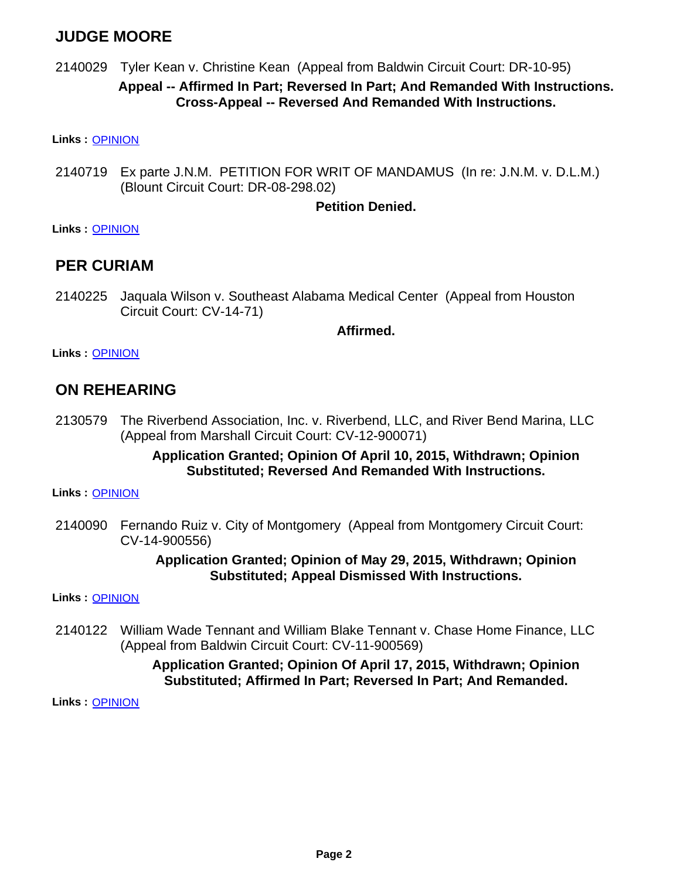## JUDGE MOORE

2140029 Tyler Kean v. Christine Kean (Appeal from Baldwin Circuit Court: DR-10-95)

**Appeal -- Affirmed In Part; Reversed In Part; And Remanded With Instructions. Cross-Appeal -- Reversed And Remanded With Instructions.**

**Links :** OPINION

2140719 Ex parte J.N.M. PETITION FOR WRIT OF MANDAMUS (In re: J.N.M. v. D.L.M.) (Blount Circuit Court: DR-08-298.02)

**Petition Denied.**

**Links :** OPINION

## PER CURIAM

2140225 Jaquala Wilson v. Southeast Alabama Medical Center (Appeal from Houston Circuit Court: CV-14-71)

**Affirmed.**

**Links :** OPINION

## ON REHEARING

2130579 The Riverbend Association, Inc. v. Riverbend, LLC, and River Bend Marina, LLC (Appeal from Marshall Circuit Court: CV-12-900071)

**Application Granted; Opinion Of April 10, 2015, Withdrawn; Opinion Substituted; Reversed And Remanded With Instructions.**

**Links :** OPINION

2140090 Fernando Ruiz v. City of Montgomery (Appeal from Montgomery Circuit Court: CV-14-900556)

**Application Granted; Opinion of May 29, 2015, Withdrawn; Opinion Substituted; Appeal Dismissed With Instructions.**

**Links :** OPINION

2140122 William Wade Tennant and William Blake Tennant v. Chase Home Finance, LLC (Appeal from Baldwin Circuit Court: CV-11-900569)

**Application Granted; Opinion Of April 17, 2015, Withdrawn; Opinion Substituted; Affirmed In Part; Reversed In Part; And Remanded.**

**Links :** OPINION